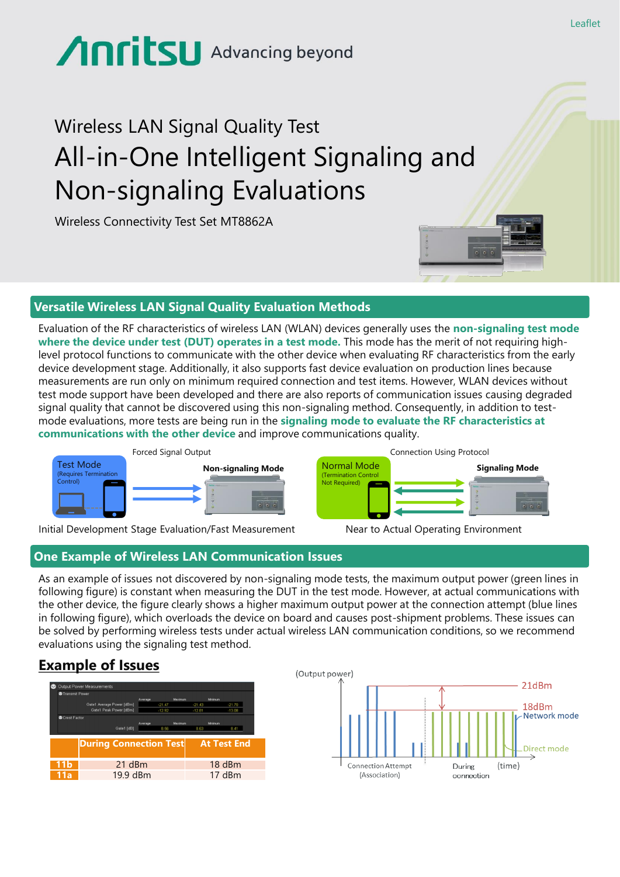Leaflet

Anritsu Advancing beyond

# Wireless LAN Signal Quality Test

# All-in-One Intelligent Signaling and Non-signaling Evaluations

Wireless Connectivity Test Set MT8862A

## Versatile Wireless LAN Signal Quality Evaluation Methods

Evaluation of the RF characteristics of wireless LAN (WLAN) devices generally uses the **non-signaling test mode where the device under test (DUT) operates in a test mode.** This mode has the merit of not requiring high-level protocol functions to communicate with the other device when evaluating RF characteristics from the early device development stage. Additionally, it also supports fast device evaluation on production lines because measurements are run only on minimum required connection and test items. However, WLAN devices without test mode support have been developed and there are also reports of communication issues causing degraded signal quality that cannot be discovered using this non-signaling method. Consequently, in addition to test-mode evaluations, more tests are being run in the **signaling mode to evaluate the RF characteristics at communications with the other device** and improve communications quality.

Forced Signal Output

Test Mode (Requires Termination Control) → **Non-signaling Mode**

Initial Development Stage Evaluation/Fast Measurement

Connection Using Protocol

Normal Mode (Termination Control Not Required) ⇄ **Signaling Mode**

Near to Actual Operating Environment

## One Example of Wireless LAN Communication Issues

As an example of issues not discovered by non-signaling mode tests, the maximum output power (green lines in following figure) is constant when measuring the DUT in the test mode. However, at actual communications with the other device, the figure clearly shows a higher maximum output power at the connection attempt (blue lines in following figure), which overloads the device on board and causes post-shipment problems. These issues can be solved by performing wireless tests under actual wireless LAN communication conditions, so we recommend evaluations using the signaling test method.

### Example of Issues

|  | During Connection Test | At Test End |
|---|---|---|
| 11b | 21 dBm | 18 dBm |
| 11a | 19.9 dBm | 17 dBm |

(Output power) 21dBm, 18dBm, Network mode, Direct mode, Connection Attempt (Association), During connection, (time)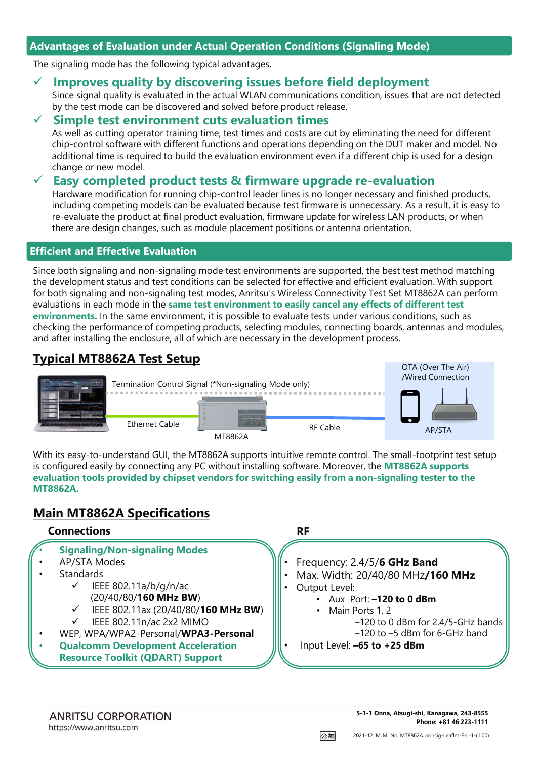## Advantages of Evaluation under Actual Operation Conditions (Signaling Mode)

The signaling mode has the following typical advantages.

### ✓ Improves quality by discovering issues before field deployment

Since signal quality is evaluated in the actual WLAN communications condition, issues that are not detected by the test mode can be discovered and solved before product release.

### ✓ Simple test environment cuts evaluation times

As well as cutting operator training time, test times and costs are cut by eliminating the need for different chip-control software with different functions and operations depending on the DUT maker and model. No additional time is required to build the evaluation environment even if a different chip is used for a design change or new model.

### ✓ Easy completed product tests & firmware upgrade re-evaluation

Hardware modification for running chip-control leader lines is no longer necessary and finished products, including competing models can be evaluated because test firmware is unnecessary. As a result, it is easy to re-evaluate the product at final product evaluation, firmware update for wireless LAN products, or when there are design changes, such as module placement positions or antenna orientation.

## Efficient and Effective Evaluation

Since both signaling and non-signaling mode test environments are supported, the best test method matching the development status and test conditions can be selected for effective and efficient evaluation. With support for both signaling and non-signaling test modes, Anritsu's Wireless Connectivity Test Set MT8862A can perform evaluations in each mode in the **same test environment to easily cancel any effects of different test environments.** In the same environment, it is possible to evaluate tests under various conditions, such as checking the performance of competing products, selecting modules, connecting boards, antennas and modules, and after installing the enclosure, all of which are necessary in the development process.

## Typical MT8862A Test Setup

Termination Control Signal (*Non-signaling Mode only)

Ethernet Cable

MT8862A

RF Cable

OTA (Over The Air) /Wired Connection

AP/STA

With its easy-to-understand GUI, the MT8862A supports intuitive remote control. The small-footprint test setup is configured easily by connecting any PC without installing software. Moreover, the **MT8862A supports evaluation tools provided by chipset vendors for switching easily from a non-signaling tester to the MT8862A.**

## Main MT8862A Specifications

### Connections

- **Signaling/Non-signaling Modes**
- AP/STA Modes
- Standards
  - ✓ IEEE 802.11a/b/g/n/ac (20/40/80/**160 MHz BW**)
  - ✓ IEEE 802.11ax (20/40/80/**160 MHz BW**)
  - ✓ IEEE 802.11n/ac 2x2 MIMO
- WEP, WPA/WPA2-Personal/**WPA3-Personal**
- **Qualcomm Development Acceleration Resource Toolkit (QDART) Support**

### RF

- Frequency: 2.4/5/**6 GHz Band**
- Max. Width: 20/40/80 MHz/**160 MHz**
- Output Level:
  - Aux Port: **–120 to 0 dBm**
  - Main Ports 1, 2
    - –120 to 0 dBm for 2.4/5-GHz bands
    - –120 to –5 dBm for 6-GHz band
- Input Level: **–65 to +25 dBm**

ANRITSU CORPORATION
https://www.anritsu.com

**5-1-1 Onna, Atsugi-shi, Kanagawa, 243-8555**
**Phone: +81 46 223-1111**

公知

2021-12 MJM No. MT8862A_nonsig-Leaflet-E-L-1-(1.00)